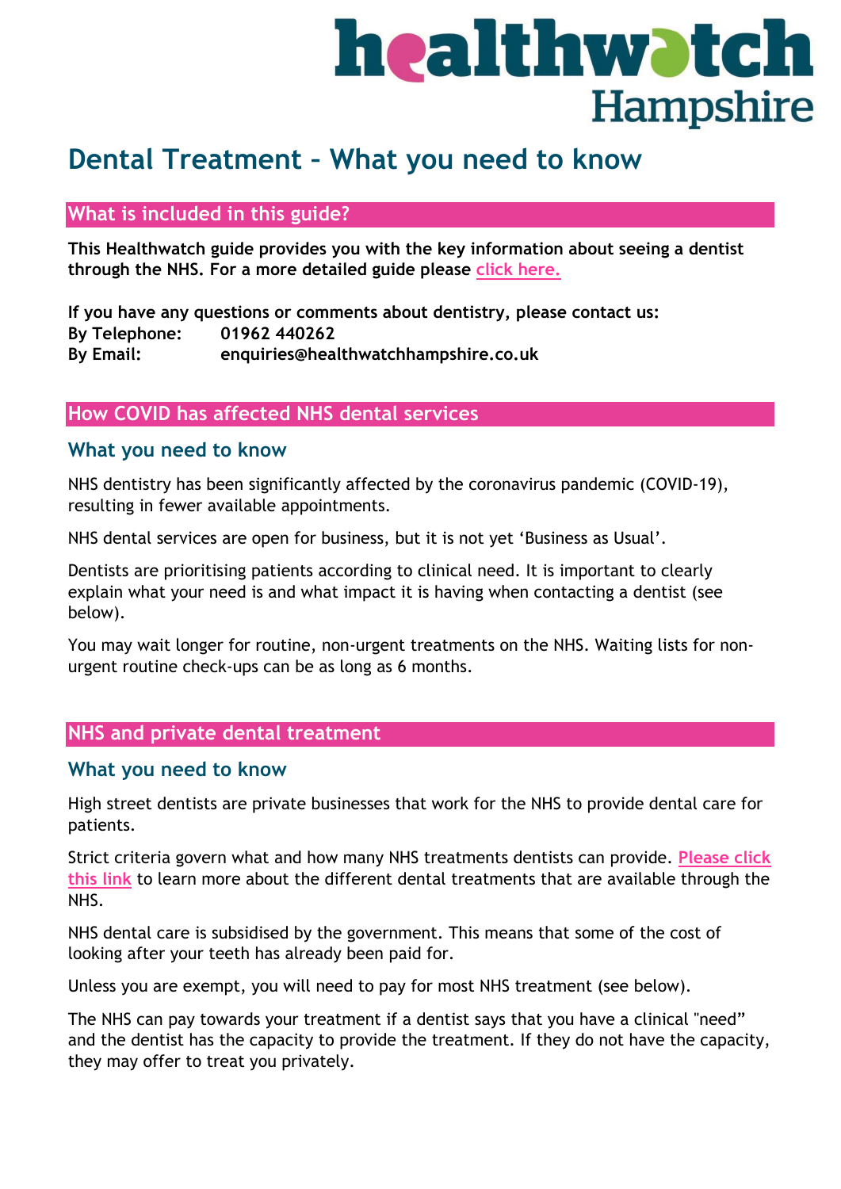healthwatch Hampshire

# Dental Treatment – What you need to know

## What is included in this guide?

**This Healthwatch guide provides you with the key information about seeing a dentist through the NHS. For a more detailed guide please click here.**

**If you have any questions or comments about dentistry, please contact us:**
**By Telephone: 01962 440262**
**By Email: enquiries@healthwatchhampshire.co.uk**

## How COVID has affected NHS dental services

### What you need to know

NHS dentistry has been significantly affected by the coronavirus pandemic (COVID-19), resulting in fewer available appointments.

NHS dental services are open for business, but it is not yet 'Business as Usual'.

Dentists are prioritising patients according to clinical need. It is important to clearly explain what your need is and what impact it is having when contacting a dentist (see below).

You may wait longer for routine, non-urgent treatments on the NHS. Waiting lists for non-urgent routine check-ups can be as long as 6 months.

## NHS and private dental treatment

### What you need to know

High street dentists are private businesses that work for the NHS to provide dental care for patients.

Strict criteria govern what and how many NHS treatments dentists can provide. **Please click this link** to learn more about the different dental treatments that are available through the NHS.

NHS dental care is subsidised by the government. This means that some of the cost of looking after your teeth has already been paid for.

Unless you are exempt, you will need to pay for most NHS treatment (see below).

The NHS can pay towards your treatment if a dentist says that you have a clinical "need" and the dentist has the capacity to provide the treatment. If they do not have the capacity, they may offer to treat you privately.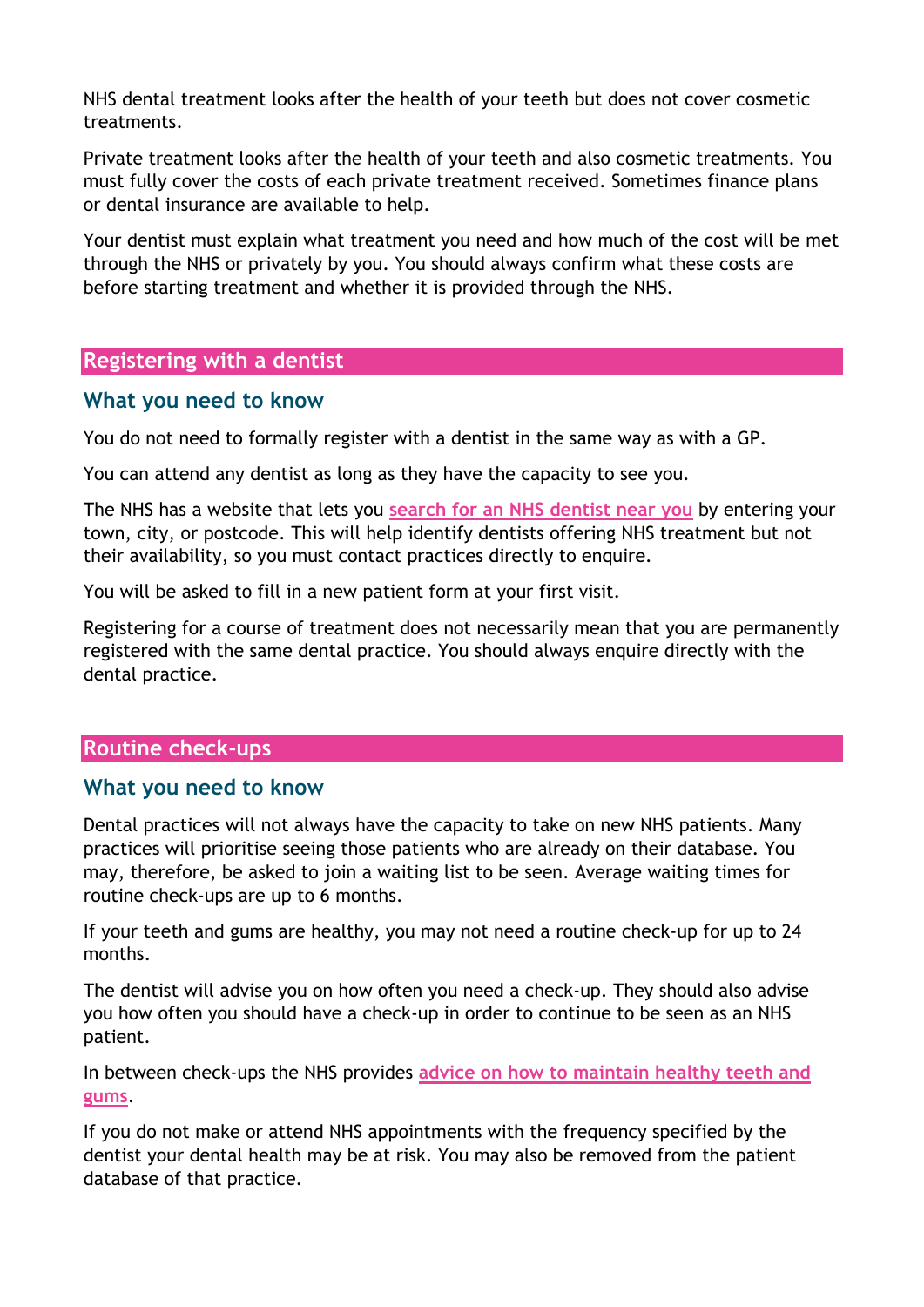NHS dental treatment looks after the health of your teeth but does not cover cosmetic treatments.

Private treatment looks after the health of your teeth and also cosmetic treatments. You must fully cover the costs of each private treatment received. Sometimes finance plans or dental insurance are available to help.

Your dentist must explain what treatment you need and how much of the cost will be met through the NHS or privately by you. You should always confirm what these costs are before starting treatment and whether it is provided through the NHS.

## Registering with a dentist

### What you need to know

You do not need to formally register with a dentist in the same way as with a GP.

You can attend any dentist as long as they have the capacity to see you.

The NHS has a website that lets you search for an NHS dentist near you by entering your town, city, or postcode. This will help identify dentists offering NHS treatment but not their availability, so you must contact practices directly to enquire.

You will be asked to fill in a new patient form at your first visit.

Registering for a course of treatment does not necessarily mean that you are permanently registered with the same dental practice. You should always enquire directly with the dental practice.

## Routine check-ups

### What you need to know

Dental practices will not always have the capacity to take on new NHS patients. Many practices will prioritise seeing those patients who are already on their database. You may, therefore, be asked to join a waiting list to be seen. Average waiting times for routine check-ups are up to 6 months.

If your teeth and gums are healthy, you may not need a routine check-up for up to 24 months.

The dentist will advise you on how often you need a check-up. They should also advise you how often you should have a check-up in order to continue to be seen as an NHS patient.

In between check-ups the NHS provides advice on how to maintain healthy teeth and gums.

If you do not make or attend NHS appointments with the frequency specified by the dentist your dental health may be at risk. You may also be removed from the patient database of that practice.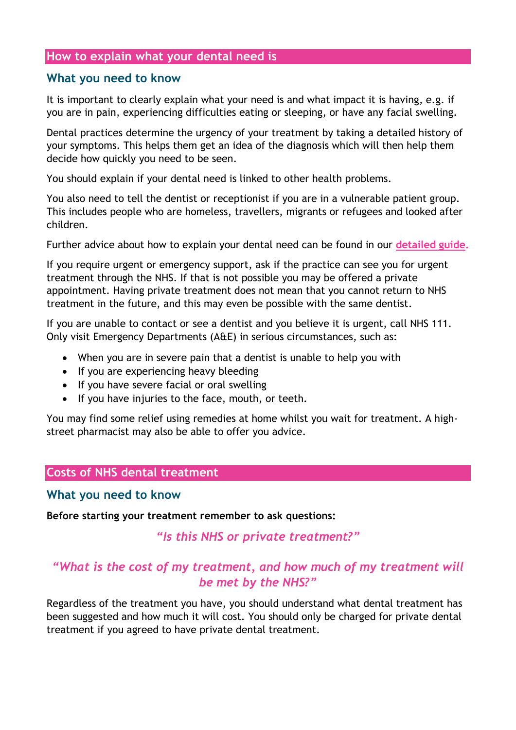## How to explain what your dental need is

### What you need to know

It is important to clearly explain what your need is and what impact it is having, e.g. if you are in pain, experiencing difficulties eating or sleeping, or have any facial swelling.

Dental practices determine the urgency of your treatment by taking a detailed history of your symptoms. This helps them get an idea of the diagnosis which will then help them decide how quickly you need to be seen.

You should explain if your dental need is linked to other health problems.

You also need to tell the dentist or receptionist if you are in a vulnerable patient group. This includes people who are homeless, travellers, migrants or refugees and looked after children.

Further advice about how to explain your dental need can be found in our **detailed guide.**

If you require urgent or emergency support, ask if the practice can see you for urgent treatment through the NHS. If that is not possible you may be offered a private appointment. Having private treatment does not mean that you cannot return to NHS treatment in the future, and this may even be possible with the same dentist.

If you are unable to contact or see a dentist and you believe it is urgent, call NHS 111. Only visit Emergency Departments (A&E) in serious circumstances, such as:

- When you are in severe pain that a dentist is unable to help you with
- If you are experiencing heavy bleeding
- If you have severe facial or oral swelling
- If you have injuries to the face, mouth, or teeth.

You may find some relief using remedies at home whilst you wait for treatment. A high-street pharmacist may also be able to offer you advice.

## Costs of NHS dental treatment

### What you need to know

**Before starting your treatment remember to ask questions:**

*"Is this NHS or private treatment?"*

*"What is the cost of my treatment, and how much of my treatment will be met by the NHS?"*

Regardless of the treatment you have, you should understand what dental treatment has been suggested and how much it will cost. You should only be charged for private dental treatment if you agreed to have private dental treatment.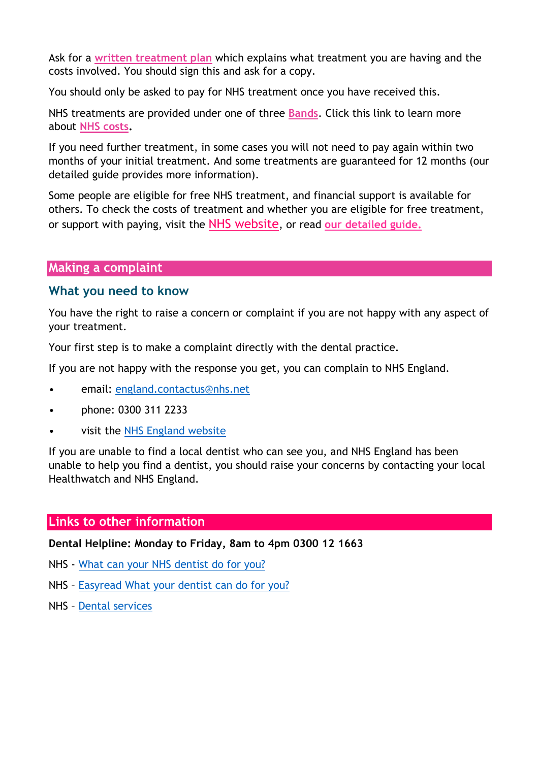Ask for a written treatment plan which explains what treatment you are having and the costs involved. You should sign this and ask for a copy.

You should only be asked to pay for NHS treatment once you have received this.

NHS treatments are provided under one of three Bands. Click this link to learn more about NHS costs.

If you need further treatment, in some cases you will not need to pay again within two months of your initial treatment. And some treatments are guaranteed for 12 months (our detailed guide provides more information).

Some people are eligible for free NHS treatment, and financial support is available for others. To check the costs of treatment and whether you are eligible for free treatment, or support with paying, visit the NHS website, or read our detailed guide.

## Making a complaint

### What you need to know

You have the right to raise a concern or complaint if you are not happy with any aspect of your treatment.

Your first step is to make a complaint directly with the dental practice.

If you are not happy with the response you get, you can complain to NHS England.

- email: england.contactus@nhs.net
- phone: 0300 311 2233
- visit the NHS England website

If you are unable to find a local dentist who can see you, and NHS England has been unable to help you find a dentist, you should raise your concerns by contacting your local Healthwatch and NHS England.

## Links to other information

**Dental Helpline: Monday to Friday, 8am to 4pm 0300 12 1663**

NHS - What can your NHS dentist do for you?

NHS – Easyread What your dentist can do for you?

NHS – Dental services